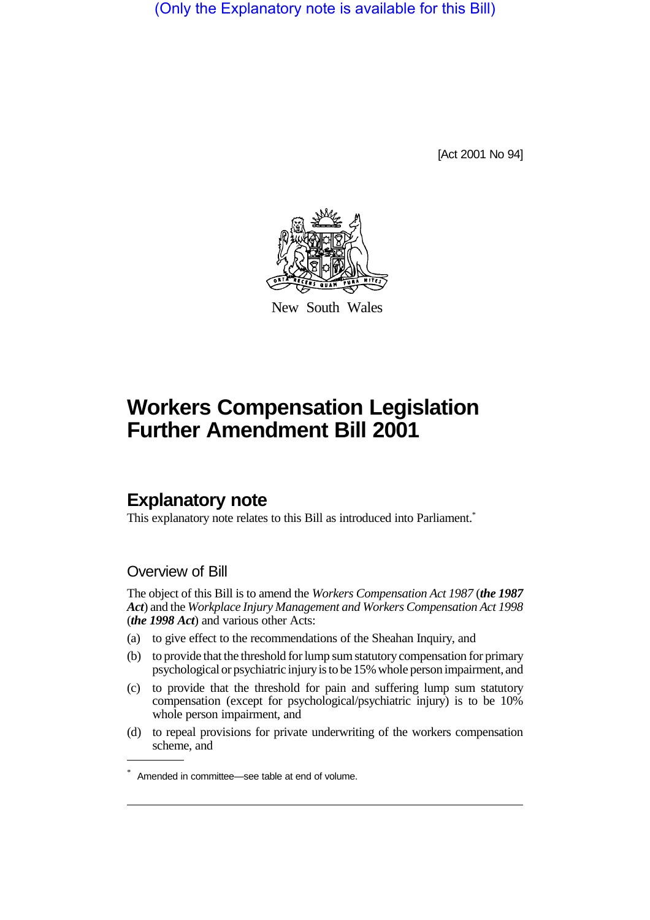(Only the Explanatory note is available for this Bill)

[Act 2001 No 94]

New South Wales

# Workers Compensation Legislation Further Amendment Bill 2001

## Explanatory note

This explanatory note relates to this Bill as introduced into Parliament.*

### Overview of Bill

The object of this Bill is to amend the *Workers Compensation Act 1987* (***the 1987 Act***) and the *Workplace Injury Management and Workers Compensation Act 1998* (***the 1998 Act***) and various other Acts:

(a) to give effect to the recommendations of the Sheahan Inquiry, and

(b) to provide that the threshold for lump sum statutory compensation for primary psychological or psychiatric injury is to be 15% whole person impairment, and

(c) to provide that the threshold for pain and suffering lump sum statutory compensation (except for psychological/psychiatric injury) is to be 10% whole person impairment, and

(d) to repeal provisions for private underwriting of the workers compensation scheme, and

* Amended in committee—see table at end of volume.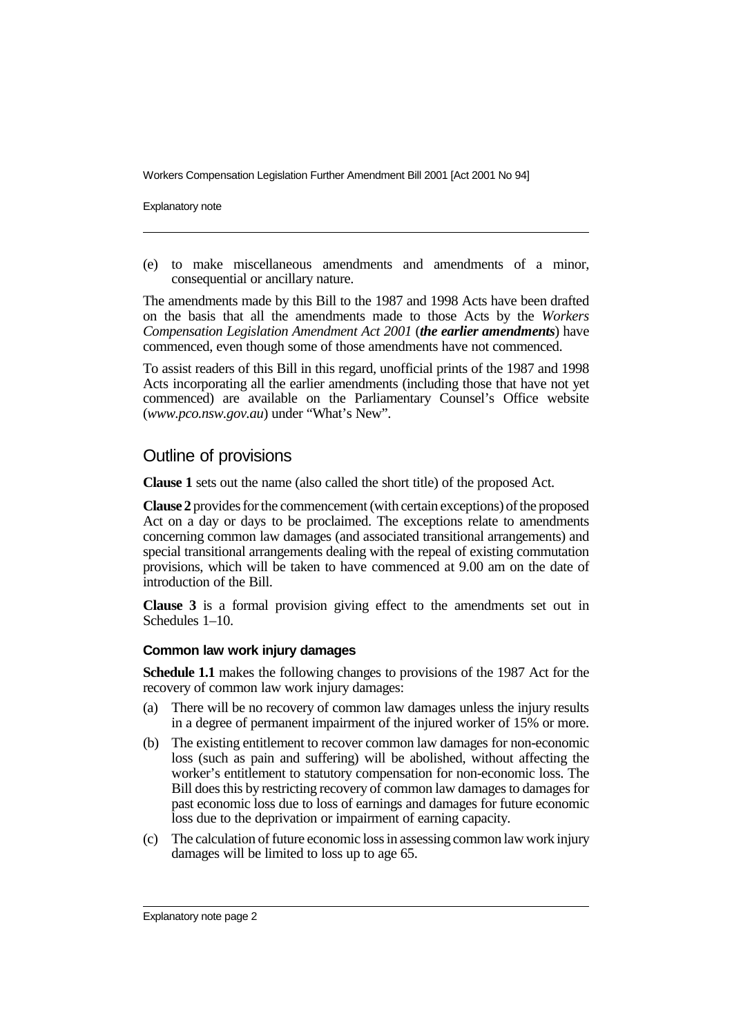(e) to make miscellaneous amendments and amendments of a minor, consequential or ancillary nature.

The amendments made by this Bill to the 1987 and 1998 Acts have been drafted on the basis that all the amendments made to those Acts by the *Workers Compensation Legislation Amendment Act 2001* (***the earlier amendments***) have commenced, even though some of those amendments have not commenced.

To assist readers of this Bill in this regard, unofficial prints of the 1987 and 1998 Acts incorporating all the earlier amendments (including those that have not yet commenced) are available on the Parliamentary Counsel's Office website (*www.pco.nsw.gov.au*) under "What's New".

## Outline of provisions

**Clause 1** sets out the name (also called the short title) of the proposed Act.

**Clause 2** provides for the commencement (with certain exceptions) of the proposed Act on a day or days to be proclaimed. The exceptions relate to amendments concerning common law damages (and associated transitional arrangements) and special transitional arrangements dealing with the repeal of existing commutation provisions, which will be taken to have commenced at 9.00 am on the date of introduction of the Bill.

**Clause 3** is a formal provision giving effect to the amendments set out in Schedules 1–10.

### Common law work injury damages

**Schedule 1.1** makes the following changes to provisions of the 1987 Act for the recovery of common law work injury damages:

(a) There will be no recovery of common law damages unless the injury results in a degree of permanent impairment of the injured worker of 15% or more.

(b) The existing entitlement to recover common law damages for non-economic loss (such as pain and suffering) will be abolished, without affecting the worker's entitlement to statutory compensation for non-economic loss. The Bill does this by restricting recovery of common law damages to damages for past economic loss due to loss of earnings and damages for future economic loss due to the deprivation or impairment of earning capacity.

(c) The calculation of future economic loss in assessing common law work injury damages will be limited to loss up to age 65.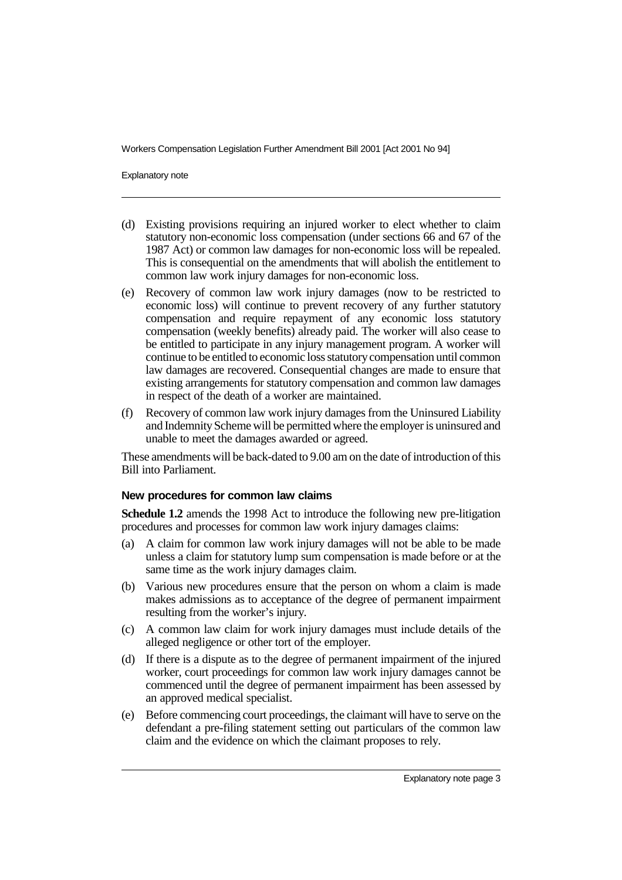(d) Existing provisions requiring an injured worker to elect whether to claim statutory non-economic loss compensation (under sections 66 and 67 of the 1987 Act) or common law damages for non-economic loss will be repealed. This is consequential on the amendments that will abolish the entitlement to common law work injury damages for non-economic loss.

(e) Recovery of common law work injury damages (now to be restricted to economic loss) will continue to prevent recovery of any further statutory compensation and require repayment of any economic loss statutory compensation (weekly benefits) already paid. The worker will also cease to be entitled to participate in any injury management program. A worker will continue to be entitled to economic loss statutory compensation until common law damages are recovered. Consequential changes are made to ensure that existing arrangements for statutory compensation and common law damages in respect of the death of a worker are maintained.

(f) Recovery of common law work injury damages from the Uninsured Liability and Indemnity Scheme will be permitted where the employer is uninsured and unable to meet the damages awarded or agreed.

These amendments will be back-dated to 9.00 am on the date of introduction of this Bill into Parliament.

#### New procedures for common law claims

**Schedule 1.2** amends the 1998 Act to introduce the following new pre-litigation procedures and processes for common law work injury damages claims:

(a) A claim for common law work injury damages will not be able to be made unless a claim for statutory lump sum compensation is made before or at the same time as the work injury damages claim.

(b) Various new procedures ensure that the person on whom a claim is made makes admissions as to acceptance of the degree of permanent impairment resulting from the worker's injury.

(c) A common law claim for work injury damages must include details of the alleged negligence or other tort of the employer.

(d) If there is a dispute as to the degree of permanent impairment of the injured worker, court proceedings for common law work injury damages cannot be commenced until the degree of permanent impairment has been assessed by an approved medical specialist.

(e) Before commencing court proceedings, the claimant will have to serve on the defendant a pre-filing statement setting out particulars of the common law claim and the evidence on which the claimant proposes to rely.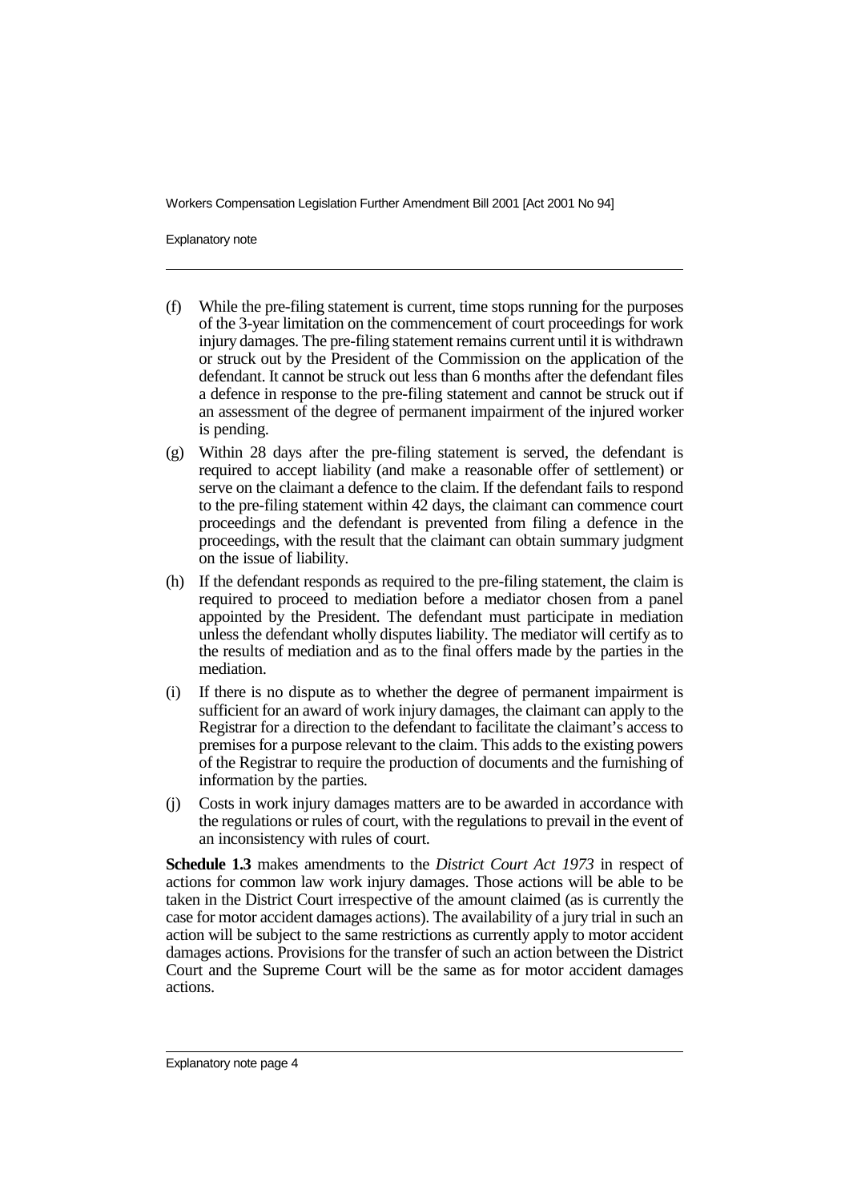(f) While the pre-filing statement is current, time stops running for the purposes of the 3-year limitation on the commencement of court proceedings for work injury damages. The pre-filing statement remains current until it is withdrawn or struck out by the President of the Commission on the application of the defendant. It cannot be struck out less than 6 months after the defendant files a defence in response to the pre-filing statement and cannot be struck out if an assessment of the degree of permanent impairment of the injured worker is pending.

(g) Within 28 days after the pre-filing statement is served, the defendant is required to accept liability (and make a reasonable offer of settlement) or serve on the claimant a defence to the claim. If the defendant fails to respond to the pre-filing statement within 42 days, the claimant can commence court proceedings and the defendant is prevented from filing a defence in the proceedings, with the result that the claimant can obtain summary judgment on the issue of liability.

(h) If the defendant responds as required to the pre-filing statement, the claim is required to proceed to mediation before a mediator chosen from a panel appointed by the President. The defendant must participate in mediation unless the defendant wholly disputes liability. The mediator will certify as to the results of mediation and as to the final offers made by the parties in the mediation.

(i) If there is no dispute as to whether the degree of permanent impairment is sufficient for an award of work injury damages, the claimant can apply to the Registrar for a direction to the defendant to facilitate the claimant's access to premises for a purpose relevant to the claim. This adds to the existing powers of the Registrar to require the production of documents and the furnishing of information by the parties.

(j) Costs in work injury damages matters are to be awarded in accordance with the regulations or rules of court, with the regulations to prevail in the event of an inconsistency with rules of court.

**Schedule 1.3** makes amendments to the *District Court Act 1973* in respect of actions for common law work injury damages. Those actions will be able to be taken in the District Court irrespective of the amount claimed (as is currently the case for motor accident damages actions). The availability of a jury trial in such an action will be subject to the same restrictions as currently apply to motor accident damages actions. Provisions for the transfer of such an action between the District Court and the Supreme Court will be the same as for motor accident damages actions.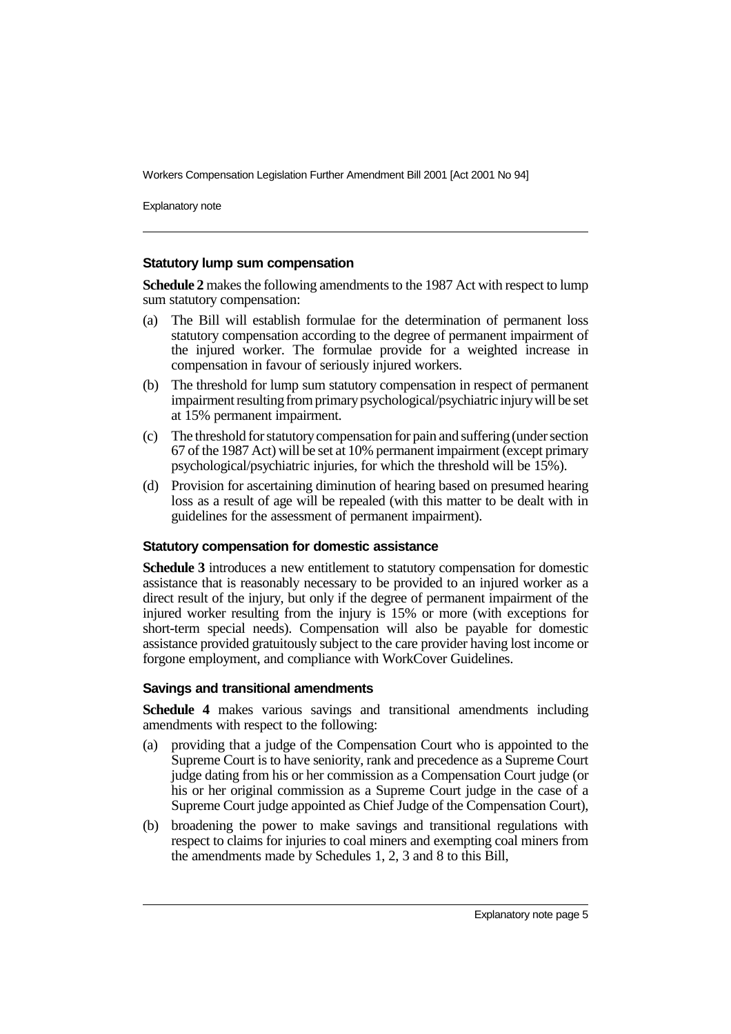### Statutory lump sum compensation

**Schedule 2** makes the following amendments to the 1987 Act with respect to lump sum statutory compensation:

(a) The Bill will establish formulae for the determination of permanent loss statutory compensation according to the degree of permanent impairment of the injured worker. The formulae provide for a weighted increase in compensation in favour of seriously injured workers.

(b) The threshold for lump sum statutory compensation in respect of permanent impairment resulting from primary psychological/psychiatric injury will be set at 15% permanent impairment.

(c) The threshold for statutory compensation for pain and suffering (under section 67 of the 1987 Act) will be set at 10% permanent impairment (except primary psychological/psychiatric injuries, for which the threshold will be 15%).

(d) Provision for ascertaining diminution of hearing based on presumed hearing loss as a result of age will be repealed (with this matter to be dealt with in guidelines for the assessment of permanent impairment).

### Statutory compensation for domestic assistance

**Schedule 3** introduces a new entitlement to statutory compensation for domestic assistance that is reasonably necessary to be provided to an injured worker as a direct result of the injury, but only if the degree of permanent impairment of the injured worker resulting from the injury is 15% or more (with exceptions for short-term special needs). Compensation will also be payable for domestic assistance provided gratuitously subject to the care provider having lost income or forgone employment, and compliance with WorkCover Guidelines.

### Savings and transitional amendments

**Schedule 4** makes various savings and transitional amendments including amendments with respect to the following:

(a) providing that a judge of the Compensation Court who is appointed to the Supreme Court is to have seniority, rank and precedence as a Supreme Court judge dating from his or her commission as a Compensation Court judge (or his or her original commission as a Supreme Court judge in the case of a Supreme Court judge appointed as Chief Judge of the Compensation Court),

(b) broadening the power to make savings and transitional regulations with respect to claims for injuries to coal miners and exempting coal miners from the amendments made by Schedules 1, 2, 3 and 8 to this Bill,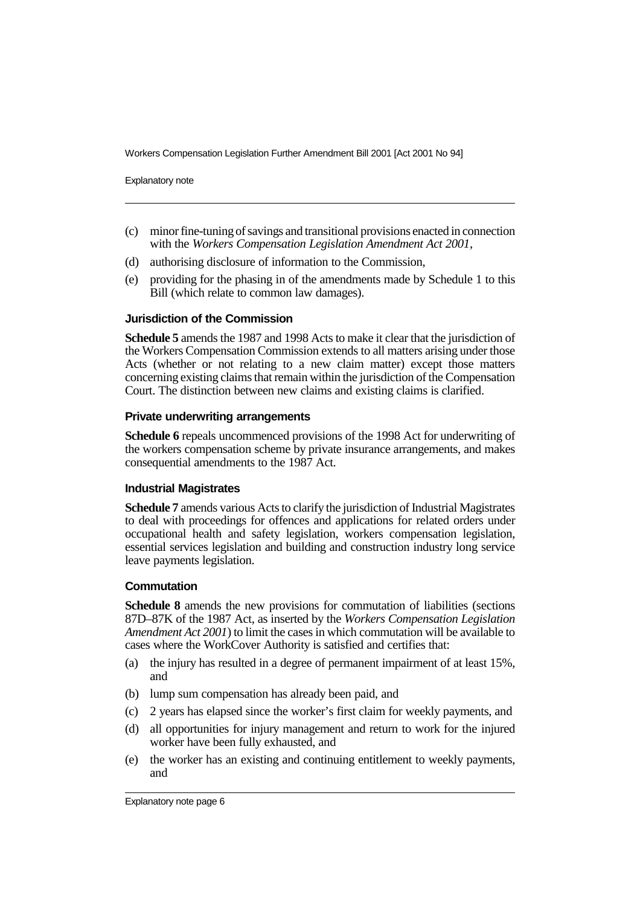(c) minor fine-tuning of savings and transitional provisions enacted in connection with the *Workers Compensation Legislation Amendment Act 2001*,

(d) authorising disclosure of information to the Commission,

(e) providing for the phasing in of the amendments made by Schedule 1 to this Bill (which relate to common law damages).

### Jurisdiction of the Commission

**Schedule 5** amends the 1987 and 1998 Acts to make it clear that the jurisdiction of the Workers Compensation Commission extends to all matters arising under those Acts (whether or not relating to a new claim matter) except those matters concerning existing claims that remain within the jurisdiction of the Compensation Court. The distinction between new claims and existing claims is clarified.

### Private underwriting arrangements

**Schedule 6** repeals uncommenced provisions of the 1998 Act for underwriting of the workers compensation scheme by private insurance arrangements, and makes consequential amendments to the 1987 Act.

### Industrial Magistrates

**Schedule 7** amends various Acts to clarify the jurisdiction of Industrial Magistrates to deal with proceedings for offences and applications for related orders under occupational health and safety legislation, workers compensation legislation, essential services legislation and building and construction industry long service leave payments legislation.

### Commutation

**Schedule 8** amends the new provisions for commutation of liabilities (sections 87D–87K of the 1987 Act, as inserted by the *Workers Compensation Legislation Amendment Act 2001*) to limit the cases in which commutation will be available to cases where the WorkCover Authority is satisfied and certifies that:

(a) the injury has resulted in a degree of permanent impairment of at least 15%, and

(b) lump sum compensation has already been paid, and

(c) 2 years has elapsed since the worker's first claim for weekly payments, and

(d) all opportunities for injury management and return to work for the injured worker have been fully exhausted, and

(e) the worker has an existing and continuing entitlement to weekly payments, and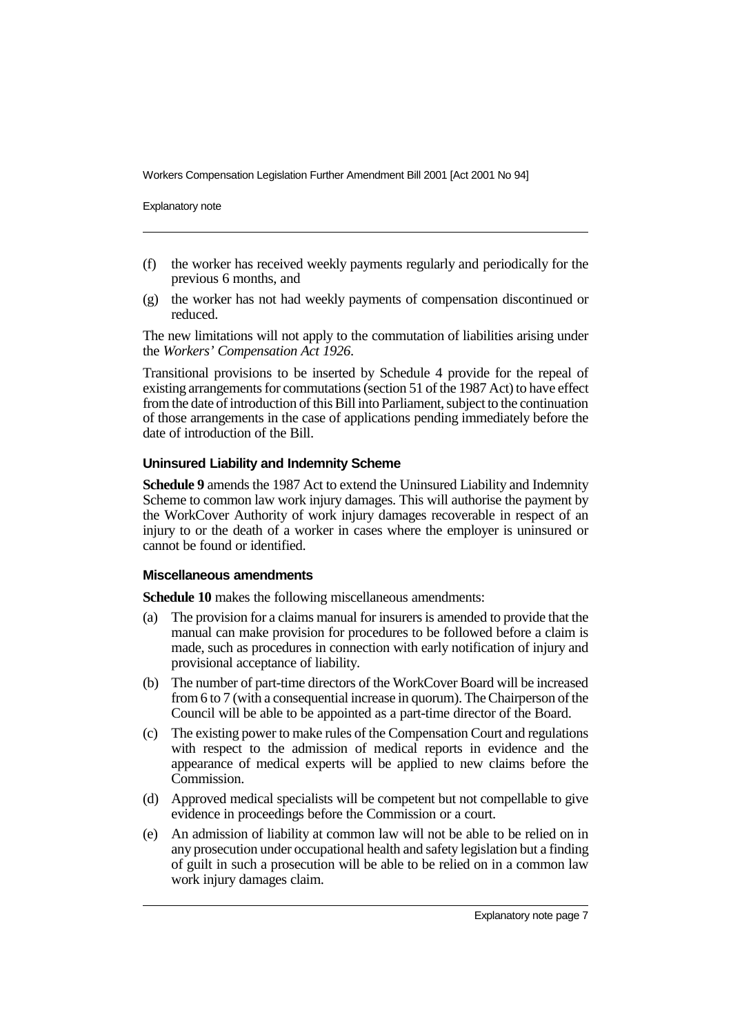(f) the worker has received weekly payments regularly and periodically for the previous 6 months, and

(g) the worker has not had weekly payments of compensation discontinued or reduced.

The new limitations will not apply to the commutation of liabilities arising under the *Workers' Compensation Act 1926*.

Transitional provisions to be inserted by Schedule 4 provide for the repeal of existing arrangements for commutations (section 51 of the 1987 Act) to have effect from the date of introduction of this Bill into Parliament, subject to the continuation of those arrangements in the case of applications pending immediately before the date of introduction of the Bill.

#### Uninsured Liability and Indemnity Scheme

**Schedule 9** amends the 1987 Act to extend the Uninsured Liability and Indemnity Scheme to common law work injury damages. This will authorise the payment by the WorkCover Authority of work injury damages recoverable in respect of an injury to or the death of a worker in cases where the employer is uninsured or cannot be found or identified.

#### Miscellaneous amendments

**Schedule 10** makes the following miscellaneous amendments:

(a) The provision for a claims manual for insurers is amended to provide that the manual can make provision for procedures to be followed before a claim is made, such as procedures in connection with early notification of injury and provisional acceptance of liability.

(b) The number of part-time directors of the WorkCover Board will be increased from 6 to 7 (with a consequential increase in quorum). The Chairperson of the Council will be able to be appointed as a part-time director of the Board.

(c) The existing power to make rules of the Compensation Court and regulations with respect to the admission of medical reports in evidence and the appearance of medical experts will be applied to new claims before the Commission.

(d) Approved medical specialists will be competent but not compellable to give evidence in proceedings before the Commission or a court.

(e) An admission of liability at common law will not be able to be relied on in any prosecution under occupational health and safety legislation but a finding of guilt in such a prosecution will be able to be relied on in a common law work injury damages claim.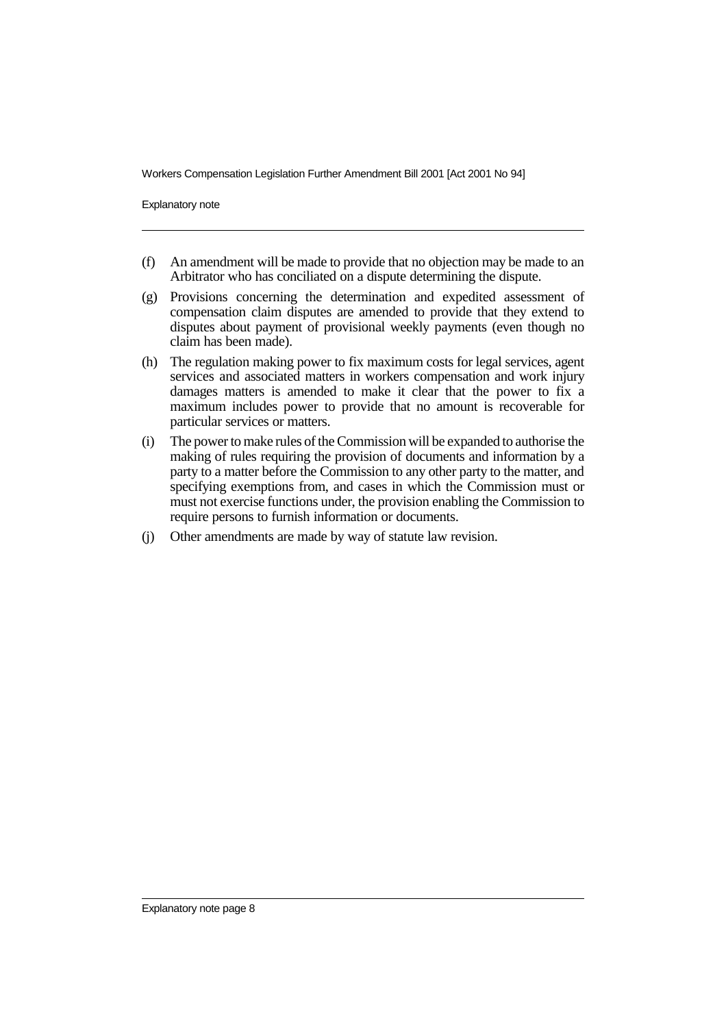(f) An amendment will be made to provide that no objection may be made to an Arbitrator who has conciliated on a dispute determining the dispute.

(g) Provisions concerning the determination and expedited assessment of compensation claim disputes are amended to provide that they extend to disputes about payment of provisional weekly payments (even though no claim has been made).

(h) The regulation making power to fix maximum costs for legal services, agent services and associated matters in workers compensation and work injury damages matters is amended to make it clear that the power to fix a maximum includes power to provide that no amount is recoverable for particular services or matters.

(i) The power to make rules of the Commission will be expanded to authorise the making of rules requiring the provision of documents and information by a party to a matter before the Commission to any other party to the matter, and specifying exemptions from, and cases in which the Commission must or must not exercise functions under, the provision enabling the Commission to require persons to furnish information or documents.

(j) Other amendments are made by way of statute law revision.